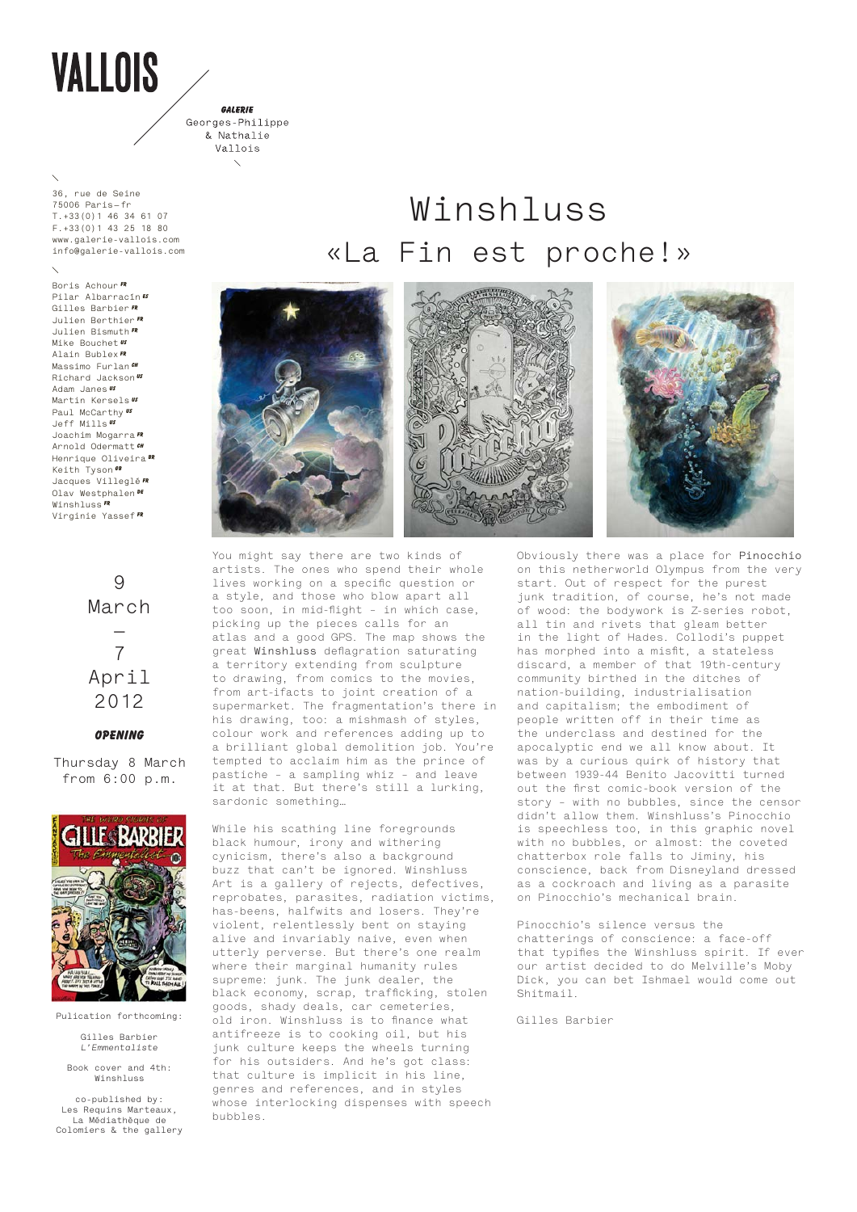# VALLOIS

**GALERIE**
Georges-Philippe & Nathalie Vallois

36, rue de Seine
75006 Paris—fr
T.+33(0)1 46 34 61 07
F.+33(0)1 43 25 18 80
www.galerie-vallois.com
info@galerie-vallois.com

Boris Achour FR
Pilar Albarracín ES
Gilles Barbier FR
Julien Berthier FR
Julien Bismuth FR
Mike Bouchet US
Alain Bublex FR
Massimo Furlan CH
Richard Jackson US
Adam Janes US
Martin Kersels US
Paul McCarthy US
Jeff Mills US
Joachim Mogarra FR
Arnold Odermatt CH
Henrique Oliveira BR
Keith Tyson GB
Jacques Villeglé FR
Olav Westphalen DE
Winshluss FR
Virginie Yassef FR

9 March — 7 April 2012

**OPENING**

Thursday 8 March from 6:00 p.m.

Pulication forthcoming:

Gilles Barbier
*L'Emmentaliste*

Book cover and 4th: Winshluss

co-published by:
Les Requins Marteaux, La Médiathèque de Colomiers & the gallery

# Winshluss
## «La Fin est proche!»

You might say there are two kinds of artists. The ones who spend their whole lives working on a specific question or a style, and those who blow apart all too soon, in mid-flight - in which case, picking up the pieces calls for an atlas and a good GPS. The map shows the great Winshluss deflagration saturating a territory extending from sculpture to drawing, from comics to the movies, from art-ifacts to joint creation of a supermarket. The fragmentation's there in his drawing, too: a mishmash of styles, colour work and references adding up to a brilliant global demolition job. You're tempted to acclaim him as the prince of pastiche - a sampling whiz - and leave it at that. But there's still a lurking, sardonic something…

While his scathing line foregrounds black humour, irony and withering cynicism, there's also a background buzz that can't be ignored. Winshluss Art is a gallery of rejects, defectives, reprobates, parasites, radiation victims, has-beens, halfwits and losers. They're violent, relentlessly bent on staying alive and invariably naive, even when utterly perverse. But there's one realm where their marginal humanity rules supreme: junk. The junk dealer, the black economy, scrap, trafficking, stolen goods, shady deals, car cemeteries, old iron. Winshluss is to finance what antifreeze is to cooking oil, but his junk culture keeps the wheels turning for his outsiders. And he's got class: that culture is implicit in his line, genres and references, and in styles whose interlocking dispenses with speech bubbles.

Obviously there was a place for Pinocchio on this netherworld Olympus from the very start. Out of respect for the purest junk tradition, of course, he's not made of wood: the bodywork is Z-series robot, all tin and rivets that gleam better in the light of Hades. Collodi's puppet has morphed into a misfit, a stateless discard, a member of that 19th-century community birthed in the ditches of nation-building, industrialisation and capitalism; the embodiment of people written off in their time as the underclass and destined for the apocalyptic end we all know about. It was by a curious quirk of history that between 1939-44 Benito Jacovitti turned out the first comic-book version of the story - with no bubbles, since the censor didn't allow them. Winshluss's Pinocchio is speechless too, in this graphic novel with no bubbles, or almost: the coveted chatterbox role falls to Jiminy, his conscience, back from Disneyland dressed as a cockroach and living as a parasite on Pinocchio's mechanical brain.

Pinocchio's silence versus the chatterings of conscience: a face-off that typifies the Winshluss spirit. If ever our artist decided to do Melville's Moby Dick, you can bet Ishmael would come out Shitmail.

Gilles Barbier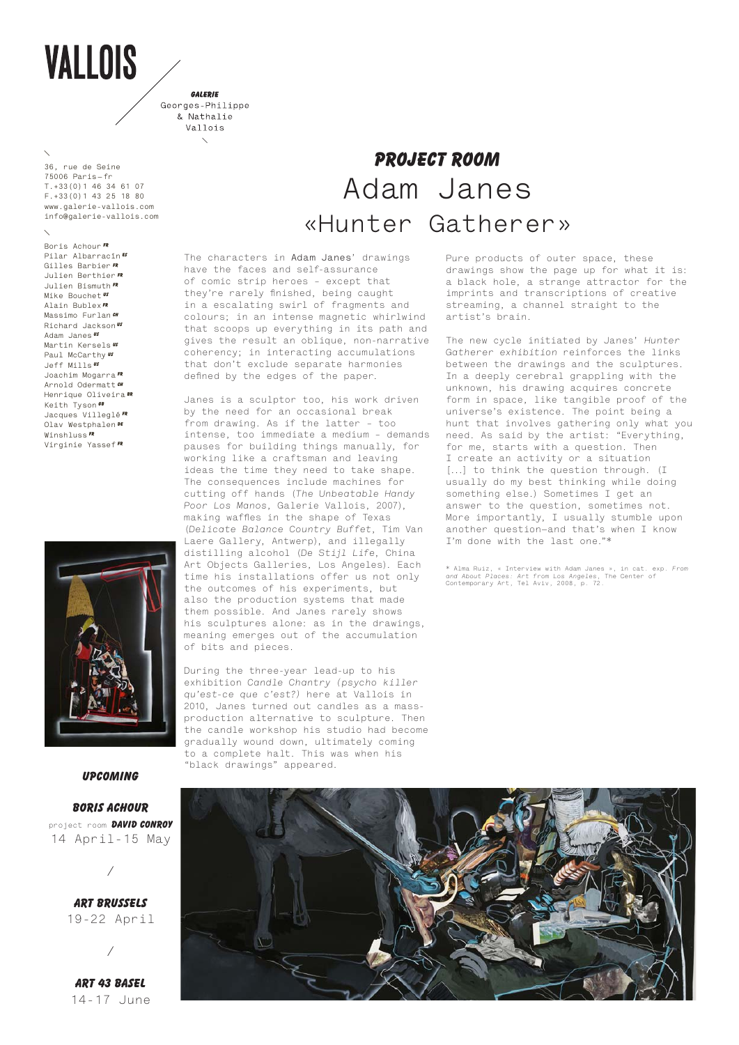# VALLOIS

**GALERIE**
Georges-Philippe
& Nathalie
Vallois

36, rue de Seine
75006 Paris—fr
T.+33(0)1 46 34 61 07
F.+33(0)1 43 25 18 80
www.galerie-vallois.com
info@galerie-vallois.com

Boris Achour FR
Pilar Albarracín ES
Gilles Barbier FR
Julien Berthier FR
Julien Bismuth FR
Mike Bouchet US
Alain Bublex FR
Massimo Furlan CH
Richard Jackson US
Adam Janes US
Martin Kersels US
Paul McCarthy US
Jeff Mills US
Joachim Mogarra FR
Arnold Odermatt CH
Henrique Oliveira BR
Keith Tyson GB
Jacques Villeglé FR
Olav Westphalen DE
Winshluss FR
Virginie Yassef FR

## *PROJECT ROOM*

# Adam Janes
## «Hunter Gatherer»

The characters in Adam Janes' drawings have the faces and self-assurance of comic strip heroes – except that they're rarely finished, being caught in a escalating swirl of fragments and colours; in an intense magnetic whirlwind that scoops up everything in its path and gives the result an oblique, non-narrative coherency; in interacting accumulations that don't exclude separate harmonies defined by the edges of the paper.

Janes is a sculptor too, his work driven by the need for an occasional break from drawing. As if the latter – too intense, too immediate a medium – demands pauses for building things manually, for working like a craftsman and leaving ideas the time they need to take shape. The consequences include machines for cutting off hands (*The Unbeatable Handy Poor Los Manos*, Galerie Vallois, 2007), making waffles in the shape of Texas (*Delicate Balance Country Buffet*, Tim Van Laere Gallery, Antwerp), and illegally distilling alcohol (*De Stijl Life*, China Art Objects Galleries, Los Angeles). Each time his installations offer us not only the outcomes of his experiments, but also the production systems that made them possible. And Janes rarely shows his sculptures alone: as in the drawings, meaning emerges out of the accumulation of bits and pieces.

During the three-year lead-up to his exhibition *Candle Chantry (psycho killer qu'est-ce que c'est?)* here at Vallois in 2010, Janes turned out candles as a mass-production alternative to sculpture. Then the candle workshop his studio had become gradually wound down, ultimately coming to a complete halt. This was when his "black drawings" appeared.

Pure products of outer space, these drawings show the page up for what it is: a black hole, a strange attractor for the imprints and transcriptions of creative streaming, a channel straight to the artist's brain.

The new cycle initiated by Janes' *Hunter Gatherer exhibition* reinforces the links between the drawings and the sculptures. In a deeply cerebral grappling with the unknown, his drawing acquires concrete form in space, like tangible proof of the universe's existence. The point being a hunt that involves gathering only what you need. As said by the artist: "Everything, for me, starts with a question. Then I create an activity or a situation [...] to think the question through. (I usually do my best thinking while doing something else.) Sometimes I get an answer to the question, sometimes not. More importantly, I usually stumble upon another question—and that's when I know I'm done with the last one."*

\* Alma Ruiz, « Interview with Adam Janes », in cat. exp. *From and About Places: Art from Los Angeles*, The Center of Contemporary Art, Tel Aviv, 2008, p. 72.

### *UPCOMING*

**BORIS ACHOUR**
project room **DAVID CONROY**
14 April-15 May

/

**ART BRUSSELS**
19-22 April

/

**ART 43 BASEL**
14-17 June